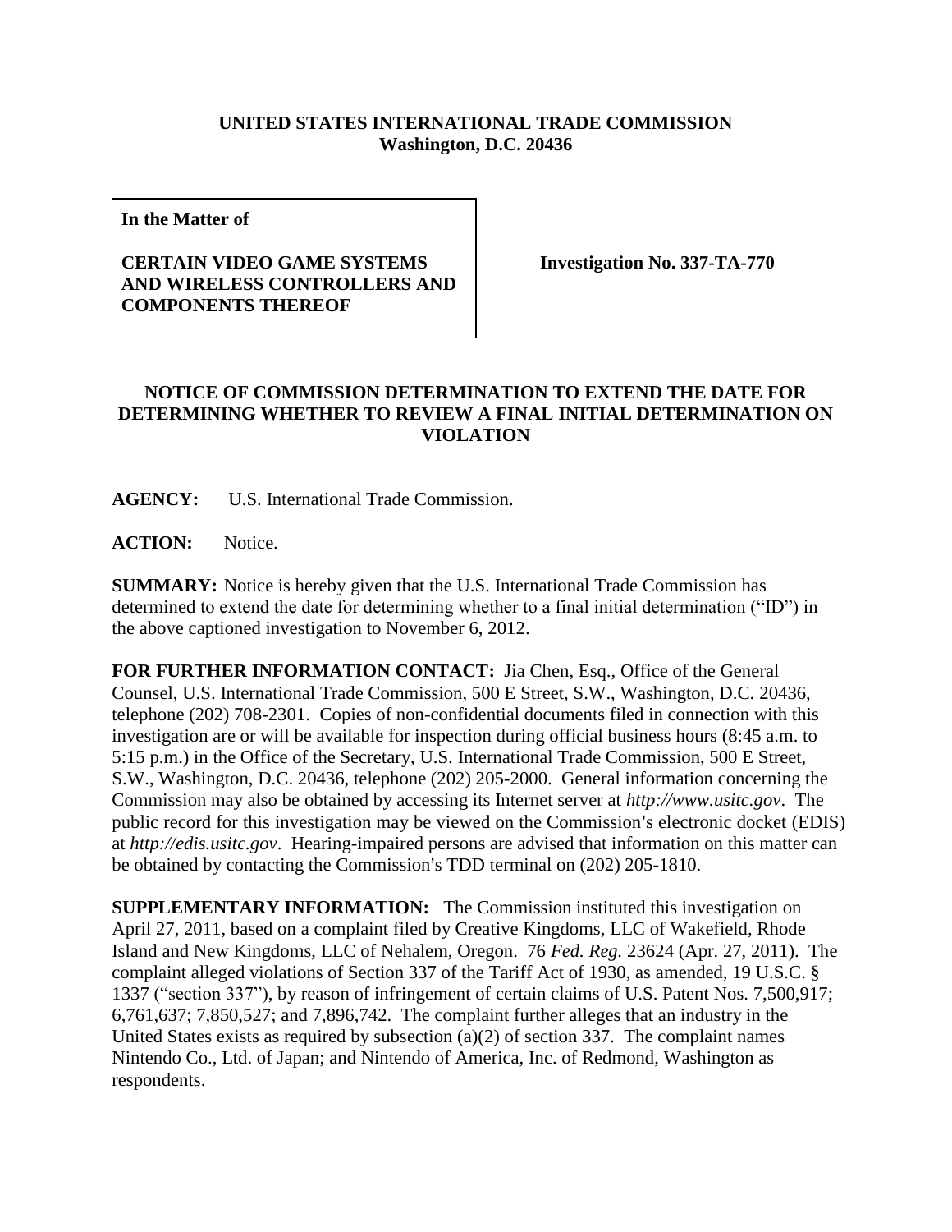**UNITED STATES INTERNATIONAL TRADE COMMISSION**
**Washington, D.C. 20436**

**In the Matter of**

**CERTAIN VIDEO GAME SYSTEMS AND WIRELESS CONTROLLERS AND COMPONENTS THEREOF**

**Investigation No. 337-TA-770**

## NOTICE OF COMMISSION DETERMINATION TO EXTEND THE DATE FOR DETERMINING WHETHER TO REVIEW A FINAL INITIAL DETERMINATION ON VIOLATION

**AGENCY:** U.S. International Trade Commission.

**ACTION:** Notice.

**SUMMARY:** Notice is hereby given that the U.S. International Trade Commission has determined to extend the date for determining whether to a final initial determination ("ID") in the above captioned investigation to November 6, 2012.

**FOR FURTHER INFORMATION CONTACT:** Jia Chen, Esq., Office of the General Counsel, U.S. International Trade Commission, 500 E Street, S.W., Washington, D.C. 20436, telephone (202) 708-2301. Copies of non-confidential documents filed in connection with this investigation are or will be available for inspection during official business hours (8:45 a.m. to 5:15 p.m.) in the Office of the Secretary, U.S. International Trade Commission, 500 E Street, S.W., Washington, D.C. 20436, telephone (202) 205-2000. General information concerning the Commission may also be obtained by accessing its Internet server at *http://www.usitc.gov*. The public record for this investigation may be viewed on the Commission's electronic docket (EDIS) at *http://edis.usitc.gov*. Hearing-impaired persons are advised that information on this matter can be obtained by contacting the Commission's TDD terminal on (202) 205-1810.

**SUPPLEMENTARY INFORMATION:** The Commission instituted this investigation on April 27, 2011, based on a complaint filed by Creative Kingdoms, LLC of Wakefield, Rhode Island and New Kingdoms, LLC of Nehalem, Oregon. 76 *Fed. Reg.* 23624 (Apr. 27, 2011). The complaint alleged violations of Section 337 of the Tariff Act of 1930, as amended, 19 U.S.C. § 1337 ("section 337"), by reason of infringement of certain claims of U.S. Patent Nos. 7,500,917; 6,761,637; 7,850,527; and 7,896,742. The complaint further alleges that an industry in the United States exists as required by subsection (a)(2) of section 337. The complaint names Nintendo Co., Ltd. of Japan; and Nintendo of America, Inc. of Redmond, Washington as respondents.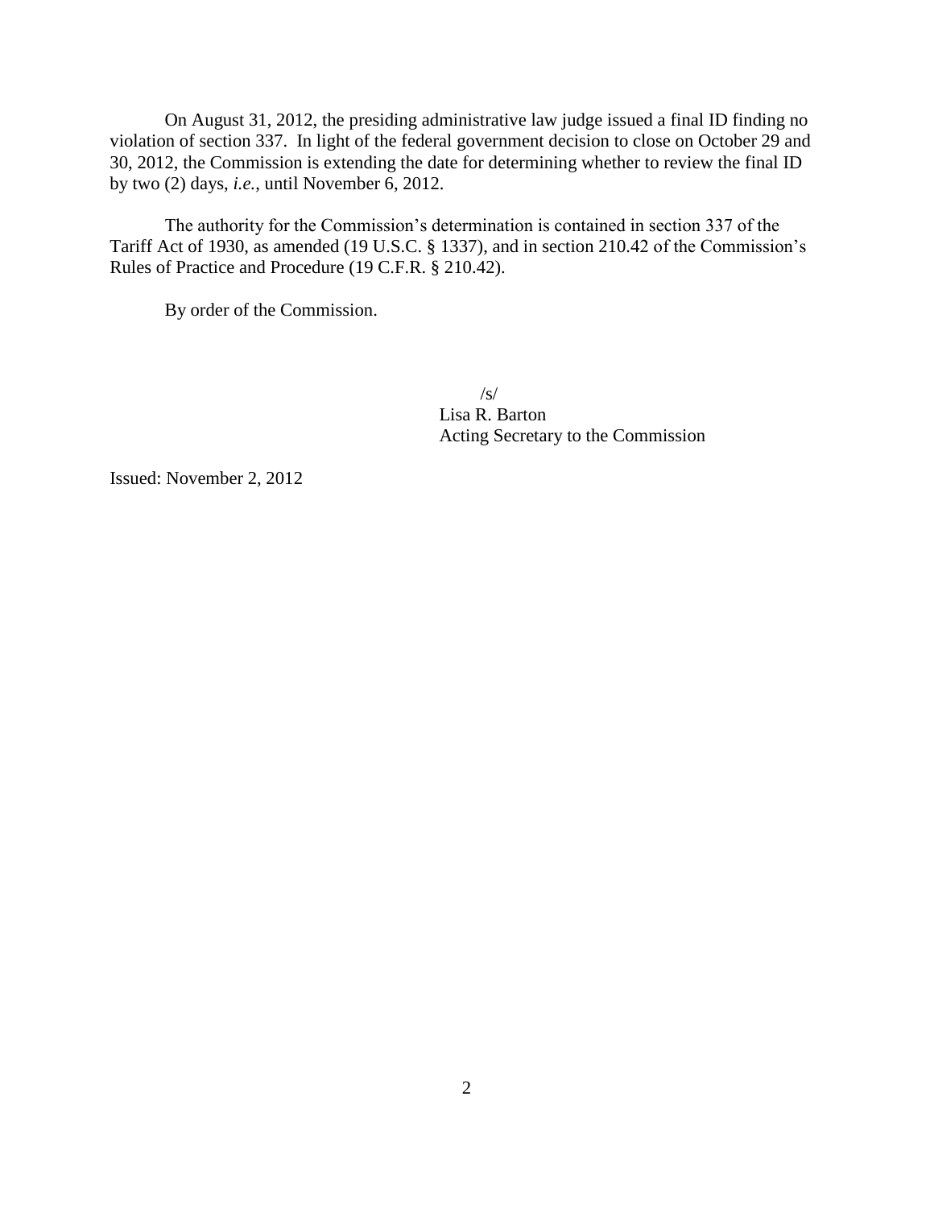On August 31, 2012, the presiding administrative law judge issued a final ID finding no violation of section 337. In light of the federal government decision to close on October 29 and 30, 2012, the Commission is extending the date for determining whether to review the final ID by two (2) days, *i.e.*, until November 6, 2012.

The authority for the Commission's determination is contained in section 337 of the Tariff Act of 1930, as amended (19 U.S.C. § 1337), and in section 210.42 of the Commission's Rules of Practice and Procedure (19 C.F.R. § 210.42).

By order of the Commission.

/s/
Lisa R. Barton
Acting Secretary to the Commission

Issued: November 2, 2012